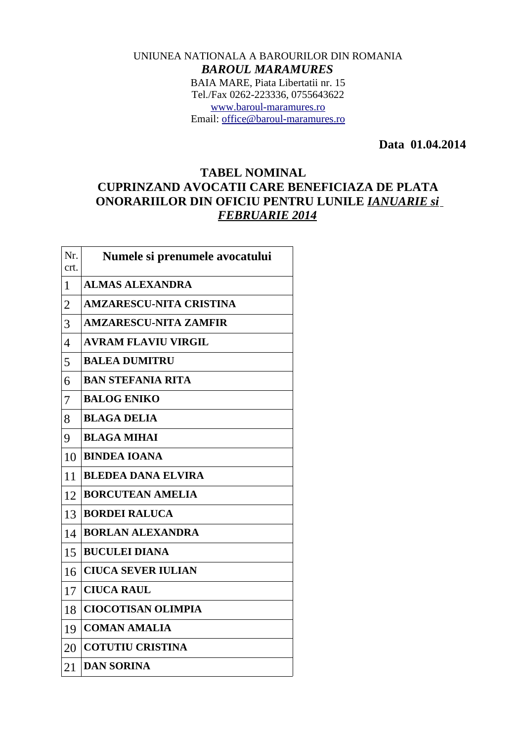UNIUNEA NATIONALA A BAROURILOR DIN ROMANIA

***BAROUL MARAMURES***

BAIA MARE, Piata Libertatii nr. 15

Tel./Fax 0262-223336, 0755643622

www.baroul-maramures.ro

Email: office@baroul-maramures.ro

**Data 01.04.2014**

## TABEL NOMINAL
## CUPRINZAND AVOCATII CARE BENEFICIAZA DE PLATA ONORARIILOR DIN OFICIU PENTRU LUNILE *IANUARIE si FEBRUARIE 2014*

| Nr. crt. | **Numele si prenumele avocatului** |
|---|---|
| 1 | **ALMAS ALEXANDRA** |
| 2 | **AMZARESCU-NITA CRISTINA** |
| 3 | **AMZARESCU-NITA ZAMFIR** |
| 4 | **AVRAM FLAVIU VIRGIL** |
| 5 | **BALEA DUMITRU** |
| 6 | **BAN STEFANIA RITA** |
| 7 | **BALOG ENIKO** |
| 8 | **BLAGA DELIA** |
| 9 | **BLAGA MIHAI** |
| 10 | **BINDEA IOANA** |
| 11 | **BLEDEA DANA ELVIRA** |
| 12 | **BORCUTEAN AMELIA** |
| 13 | **BORDEI RALUCA** |
| 14 | **BORLAN ALEXANDRA** |
| 15 | **BUCULEI DIANA** |
| 16 | **CIUCA SEVER IULIAN** |
| 17 | **CIUCA RAUL** |
| 18 | **CIOCOTISAN OLIMPIA** |
| 19 | **COMAN AMALIA** |
| 20 | **COTUTIU CRISTINA** |
| 21 | **DAN SORINA** |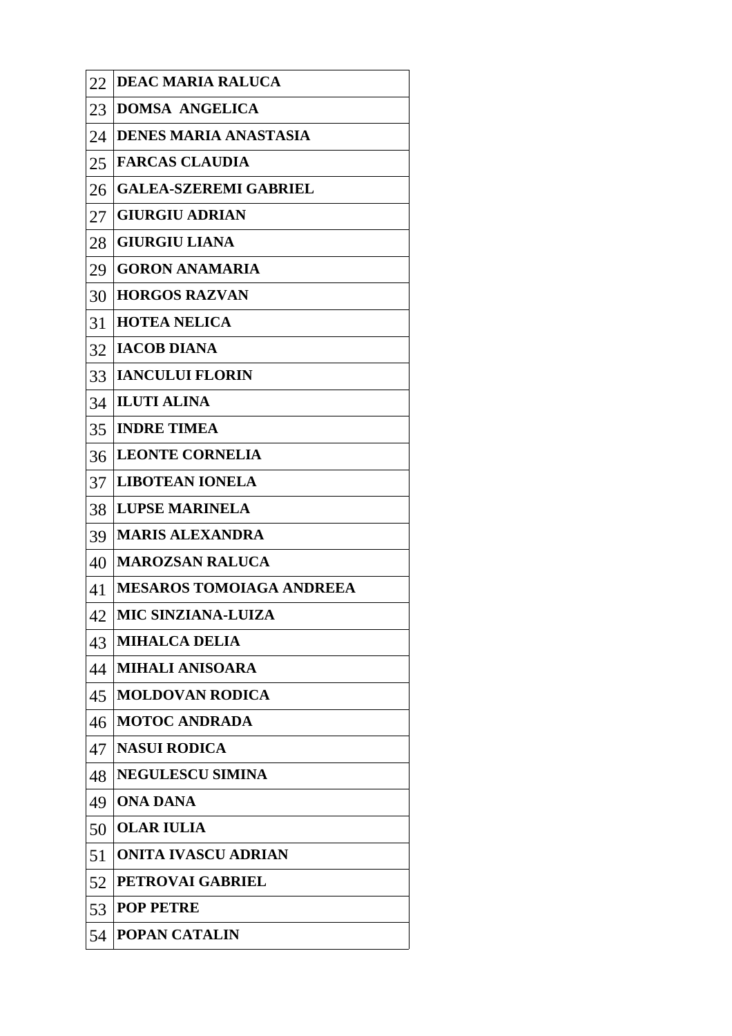| | |
|---|---|
| 22 | **DEAC MARIA RALUCA** |
| 23 | **DOMSA ANGELICA** |
| 24 | **DENES MARIA ANASTASIA** |
| 25 | **FARCAS CLAUDIA** |
| 26 | **GALEA-SZEREMI GABRIEL** |
| 27 | **GIURGIU ADRIAN** |
| 28 | **GIURGIU LIANA** |
| 29 | **GORON ANAMARIA** |
| 30 | **HORGOS RAZVAN** |
| 31 | **HOTEA NELICA** |
| 32 | **IACOB DIANA** |
| 33 | **IANCULUI FLORIN** |
| 34 | **ILUTI ALINA** |
| 35 | **INDRE TIMEA** |
| 36 | **LEONTE CORNELIA** |
| 37 | **LIBOTEAN IONELA** |
| 38 | **LUPSE MARINELA** |
| 39 | **MARIS ALEXANDRA** |
| 40 | **MAROZSAN RALUCA** |
| 41 | **MESAROS TOMOIAGA ANDREEA** |
| 42 | **MIC SINZIANA-LUIZA** |
| 43 | **MIHALCA DELIA** |
| 44 | **MIHALI ANISOARA** |
| 45 | **MOLDOVAN RODICA** |
| 46 | **MOTOC ANDRADA** |
| 47 | **NASUI RODICA** |
| 48 | **NEGULESCU SIMINA** |
| 49 | **ONA DANA** |
| 50 | **OLAR IULIA** |
| 51 | **ONITA IVASCU ADRIAN** |
| 52 | **PETROVAI GABRIEL** |
| 53 | **POP PETRE** |
| 54 | **POPAN CATALIN** |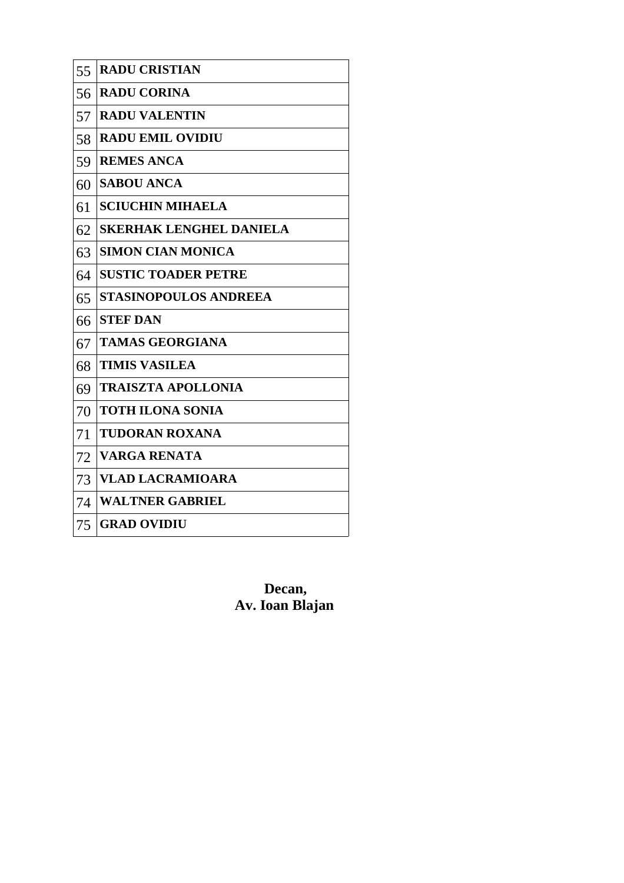| | |
|---|---|
| 55 | **RADU CRISTIAN** |
| 56 | **RADU CORINA** |
| 57 | **RADU VALENTIN** |
| 58 | **RADU EMIL OVIDIU** |
| 59 | **REMES ANCA** |
| 60 | **SABOU ANCA** |
| 61 | **SCIUCHIN MIHAELA** |
| 62 | **SKERHAK LENGHEL DANIELA** |
| 63 | **SIMON CIAN MONICA** |
| 64 | **SUSTIC TOADER PETRE** |
| 65 | **STASINOPOULOS ANDREEA** |
| 66 | **STEF DAN** |
| 67 | **TAMAS GEORGIANA** |
| 68 | **TIMIS VASILEA** |
| 69 | **TRAISZTA APOLLONIA** |
| 70 | **TOTH ILONA SONIA** |
| 71 | **TUDORAN ROXANA** |
| 72 | **VARGA RENATA** |
| 73 | **VLAD LACRAMIOARA** |
| 74 | **WALTNER GABRIEL** |
| 75 | **GRAD OVIDIU** |

**Decan,**
**Av. Ioan Blajan**